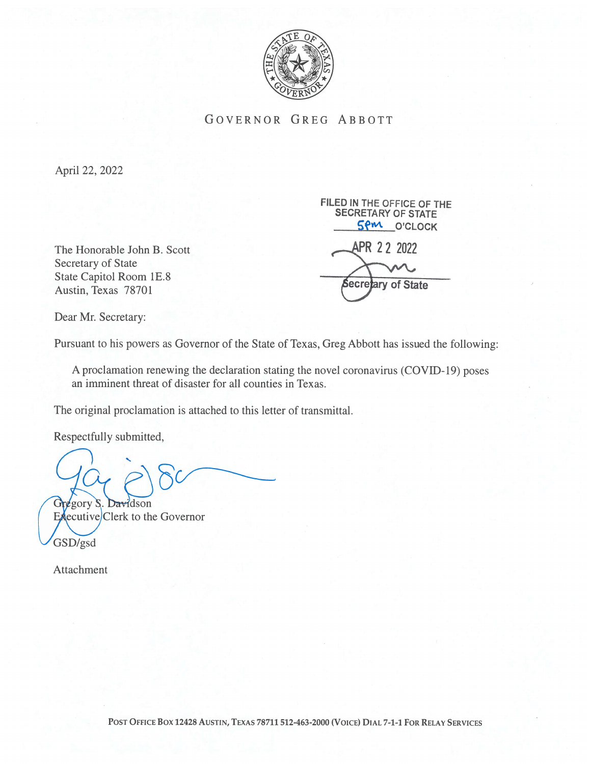GOVERNOR GREG ABBOTT

April 22, 2022

FILED IN THE OFFICE OF THE
SECRETARY OF STATE
5pm O'CLOCK

APR 22 2022

Secretary of State

The Honorable John B. Scott
Secretary of State
State Capitol Room 1E.8
Austin, Texas 78701

Dear Mr. Secretary:

Pursuant to his powers as Governor of the State of Texas, Greg Abbott has issued the following:

> A proclamation renewing the declaration stating the novel coronavirus (COVID-19) poses an imminent threat of disaster for all counties in Texas.

The original proclamation is attached to this letter of transmittal.

Respectfully submitted,

Gregory S. Davidson
Executive Clerk to the Governor

GSD/gsd

Attachment

POST OFFICE BOX 12428 AUSTIN, TEXAS 78711 512-463-2000 (VOICE) DIAL 7-1-1 FOR RELAY SERVICES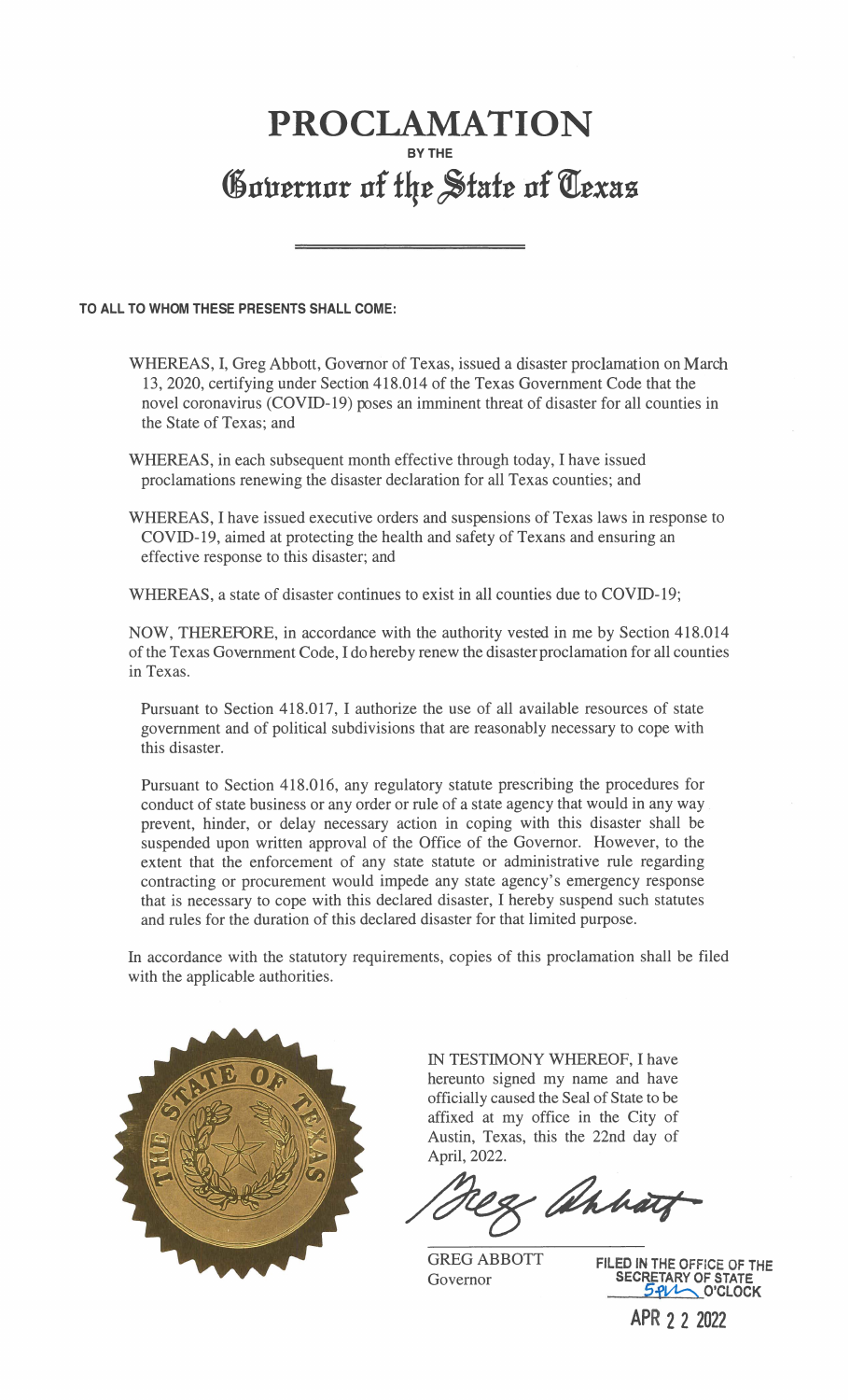# PROCLAMATION

**BY THE**

## Governor of the State of Texas

**TO ALL TO WHOM THESE PRESENTS SHALL COME:**

WHEREAS, I, Greg Abbott, Governor of Texas, issued a disaster proclamation on March 13, 2020, certifying under Section 418.014 of the Texas Government Code that the novel coronavirus (COVID-19) poses an imminent threat of disaster for all counties in the State of Texas; and

WHEREAS, in each subsequent month effective through today, I have issued proclamations renewing the disaster declaration for all Texas counties; and

WHEREAS, I have issued executive orders and suspensions of Texas laws in response to COVID-19, aimed at protecting the health and safety of Texans and ensuring an effective response to this disaster; and

WHEREAS, a state of disaster continues to exist in all counties due to COVID-19;

NOW, THEREFORE, in accordance with the authority vested in me by Section 418.014 of the Texas Government Code, I do hereby renew the disaster proclamation for all counties in Texas.

Pursuant to Section 418.017, I authorize the use of all available resources of state government and of political subdivisions that are reasonably necessary to cope with this disaster.

Pursuant to Section 418.016, any regulatory statute prescribing the procedures for conduct of state business or any order or rule of a state agency that would in any way prevent, hinder, or delay necessary action in coping with this disaster shall be suspended upon written approval of the Office of the Governor. However, to the extent that the enforcement of any state statute or administrative rule regarding contracting or procurement would impede any state agency's emergency response that is necessary to cope with this declared disaster, I hereby suspend such statutes and rules for the duration of this declared disaster for that limited purpose.

In accordance with the statutory requirements, copies of this proclamation shall be filed with the applicable authorities.

IN TESTIMONY WHEREOF, I have hereunto signed my name and have officially caused the Seal of State to be affixed at my office in the City of Austin, Texas, this the 22nd day of April, 2022.

Greg Abbott

GREG ABBOTT
Governor

FILED IN THE OFFICE OF THE SECRETARY OF STATE
5PM O'CLOCK
APR 22 2022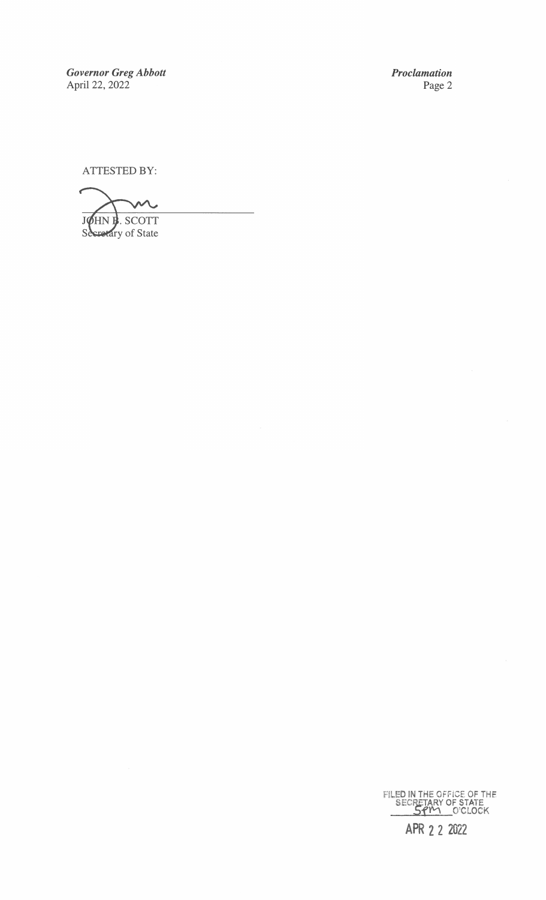ATTESTED BY:

JOHN B. SCOTT
Secretary of State

FILED IN THE OFFICE OF THE SECRETARY OF STATE
5PM O'CLOCK

APR 22 2022